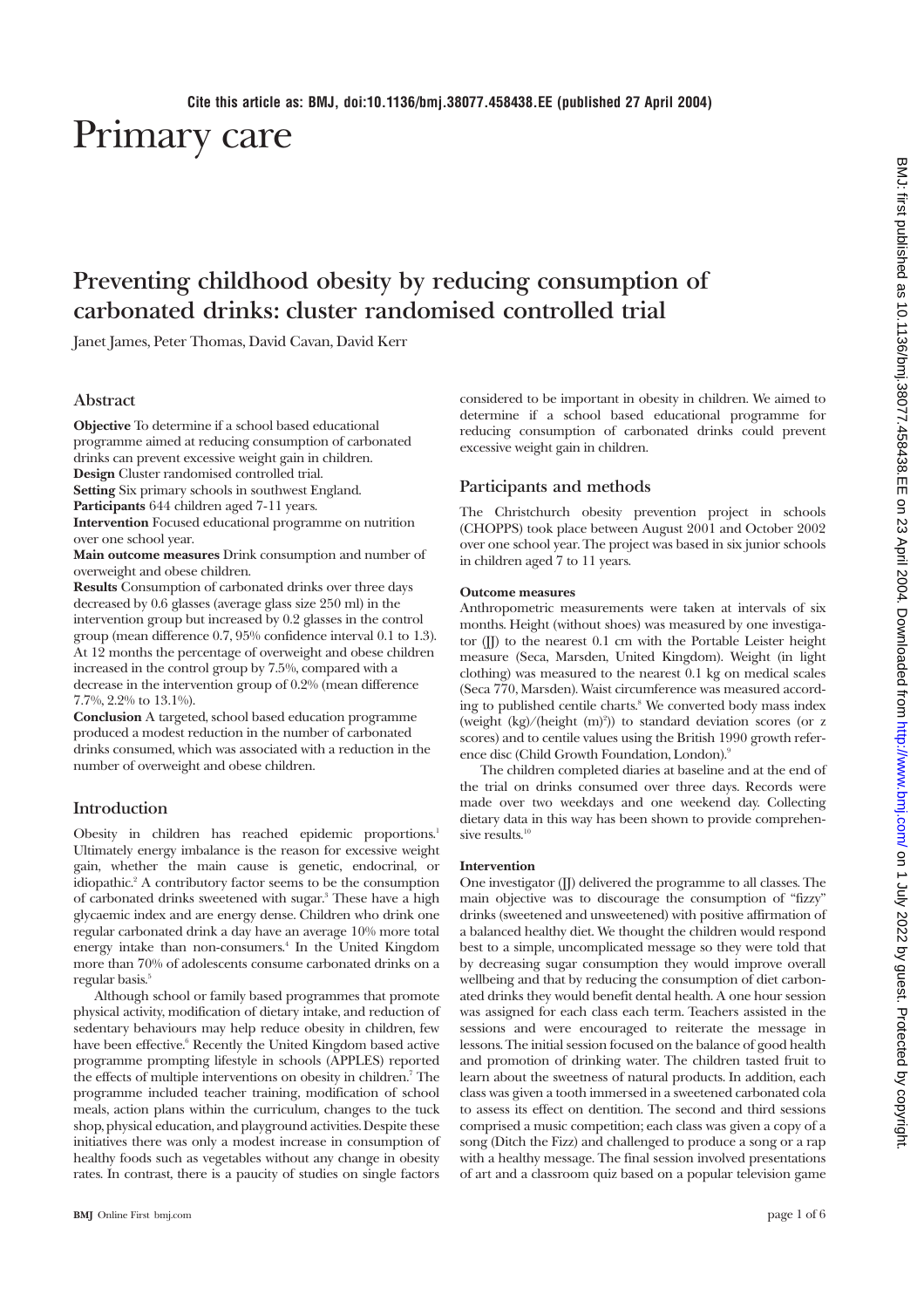Cite this article as: BMJ, doi:10.1136/bmj.38077.458438.EE (published 27 April 2004)

# Primary care

## Preventing childhood obesity by reducing consumption of carbonated drinks: cluster randomised controlled trial

Janet James, Peter Thomas, David Cavan, David Kerr

### Abstract

**Objective** To determine if a school based educational programme aimed at reducing consumption of carbonated drinks can prevent excessive weight gain in children.

**Design** Cluster randomised controlled trial.

**Setting** Six primary schools in southwest England.

**Participants** 644 children aged 7-11 years.

**Intervention** Focused educational programme on nutrition over one school year.

**Main outcome measures** Drink consumption and number of overweight and obese children.

**Results** Consumption of carbonated drinks over three days decreased by 0.6 glasses (average glass size 250 ml) in the intervention group but increased by 0.2 glasses in the control group (mean difference 0.7, 95% confidence interval 0.1 to 1.3). At 12 months the percentage of overweight and obese children increased in the control group by 7.5%, compared with a decrease in the intervention group of 0.2% (mean difference 7.7%, 2.2% to 13.1%).

**Conclusion** A targeted, school based education programme produced a modest reduction in the number of carbonated drinks consumed, which was associated with a reduction in the number of overweight and obese children.

### Introduction

Obesity in children has reached epidemic proportions.[1] Ultimately energy imbalance is the reason for excessive weight gain, whether the main cause is genetic, endocrinal, or idiopathic.[2] A contributory factor seems to be the consumption of carbonated drinks sweetened with sugar.[3] These have a high glycaemic index and are energy dense. Children who drink one regular carbonated drink a day have an average 10% more total energy intake than non-consumers.[4] In the United Kingdom more than 70% of adolescents consume carbonated drinks on a regular basis.[5]

Although school or family based programmes that promote physical activity, modification of dietary intake, and reduction of sedentary behaviours may help reduce obesity in children, few have been effective.[6] Recently the United Kingdom based active programme prompting lifestyle in schools (APPLES) reported the effects of multiple interventions on obesity in children.[7] The programme included teacher training, modification of school meals, action plans within the curriculum, changes to the tuck shop, physical education, and playground activities. Despite these initiatives there was only a modest increase in consumption of healthy foods such as vegetables without any change in obesity rates. In contrast, there is a paucity of studies on single factors considered to be important in obesity in children. We aimed to determine if a school based educational programme for reducing consumption of carbonated drinks could prevent excessive weight gain in children.

### Participants and methods

The Christchurch obesity prevention project in schools (CHOPPS) took place between August 2001 and October 2002 over one school year. The project was based in six junior schools in children aged 7 to 11 years.

#### Outcome measures

Anthropometric measurements were taken at intervals of six months. Height (without shoes) was measured by one investigator (JJ) to the nearest 0.1 cm with the Portable Leister height measure (Seca, Marsden, United Kingdom). Weight (in light clothing) was measured to the nearest 0.1 kg on medical scales (Seca 770, Marsden). Waist circumference was measured according to published centile charts.[8] We converted body mass index (weight (kg)/(height (m)$^2$)) to standard deviation scores (or z scores) and to centile values using the British 1990 growth reference disc (Child Growth Foundation, London).[9]

The children completed diaries at baseline and at the end of the trial on drinks consumed over three days. Records were made over two weekdays and one weekend day. Collecting dietary data in this way has been shown to provide comprehensive results.[10]

#### Intervention

One investigator (JJ) delivered the programme to all classes. The main objective was to discourage the consumption of "fizzy" drinks (sweetened and unsweetened) with positive affirmation of a balanced healthy diet. We thought the children would respond best to a simple, uncomplicated message so they were told that by decreasing sugar consumption they would improve overall wellbeing and that by reducing the consumption of diet carbonated drinks they would benefit dental health. A one hour session was assigned for each class each term. Teachers assisted in the sessions and were encouraged to reiterate the message in lessons. The initial session focused on the balance of good health and promotion of drinking water. The children tasted fruit to learn about the sweetness of natural products. In addition, each class was given a tooth immersed in a sweetened carbonated cola to assess its effect on dentition. The second and third sessions comprised a music competition; each class was given a copy of a song (Ditch the Fizz) and challenged to produce a song or a rap with a healthy message. The final session involved presentations of art and a classroom quiz based on a popular television game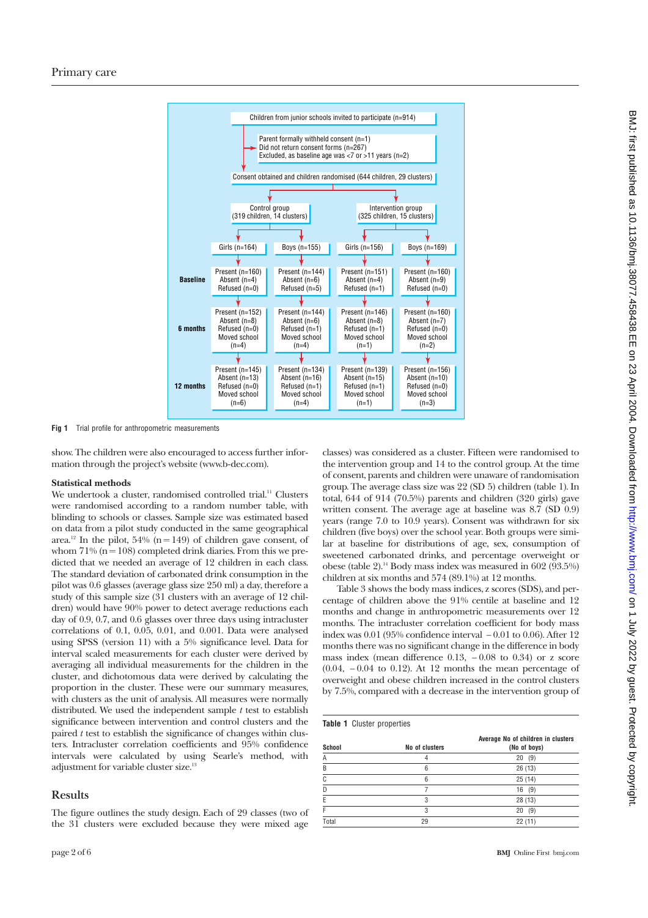Children from junior schools invited to participate (n=914)

Parent formally withheld consent (n=1)
Did not return consent forms (n=267)
Excluded, as baseline age was <7 or >11 years (n=2)

Consent obtained and children randomised (644 children, 29 clusters)

| | Control group (319 children, 14 clusters) | | Intervention group (325 children, 15 clusters) | |
|---|---|---|---|---|
| | Girls (n=164) | Boys (n=155) | Girls (n=156) | Boys (n=169) |
| **Baseline** | Present (n=160) Absent (n=4) Refused (n=0) | Present (n=144) Absent (n=6) Refused (n=5) | Present (n=151) Absent (n=4) Refused (n=1) | Present (n=160) Absent (n=9) Refused (n=0) |
| **6 months** | Present (n=152) Absent (n=8) Refused (n=0) Moved school (n=4) | Present (n=144) Absent (n=6) Refused (n=1) Moved school (n=4) | Present (n=146) Absent (n=8) Refused (n=1) Moved school (n=1) | Present (n=160) Absent (n=7) Refused (n=0) Moved school (n=2) |
| **12 months** | Present (n=145) Absent (n=13) Refused (n=0) Moved school (n=6) | Present (n=134) Absent (n=16) Refused (n=1) Moved school (n=4) | Present (n=139) Absent (n=15) Refused (n=1) Moved school (n=1) | Present (n=156) Absent (n=10) Refused (n=0) Moved school (n=3) |

**Fig 1** Trial profile for anthropometric measurements

show. The children were also encouraged to access further information through the project's website (www.b-dec.com).

### Statistical methods

We undertook a cluster, randomised controlled trial.[11] Clusters were randomised according to a random number table, with blinding to schools or classes. Sample size was estimated based on data from a pilot study conducted in the same geographical area.[12] In the pilot, 54% (n = 149) of children gave consent, of whom 71% (n = 108) completed drink diaries. From this we predicted that we needed an average of 12 children in each class. The standard deviation of carbonated drink consumption in the pilot was 0.6 glasses (average glass size 250 ml) a day, therefore a study of this sample size (31 clusters with an average of 12 children) would have 90% power to detect average reductions each day of 0.9, 0.7, and 0.6 glasses over three days using intracluster correlations of 0.1, 0.05, 0.01, and 0.001. Data were analysed using SPSS (version 11) with a 5% significance level. Data for interval scaled measurements for each cluster were derived by averaging all individual measurements for the children in the cluster, and dichotomous data were derived by calculating the proportion in the cluster. These were our summary measures, with clusters as the unit of analysis. All measures were normally distributed. We used the independent sample *t* test to establish significance between intervention and control clusters and the paired *t* test to establish the significance of changes within clusters. Intracluster correlation coefficients and 95% confidence intervals were calculated by using Searle's method, with adjustment for variable cluster size.[13]

## Results

The figure outlines the study design. Each of 29 classes (two of the 31 clusters were excluded because they were mixed age classes) was considered as a cluster. Fifteen were randomised to the intervention group and 14 to the control group. At the time of consent, parents and children were unaware of randomisation group. The average class size was 22 (SD 5) children (table 1). In total, 644 of 914 (70.5%) parents and children (320 girls) gave written consent. The average age at baseline was 8.7 (SD 0.9) years (range 7.0 to 10.9 years). Consent was withdrawn for six children (five boys) over the school year. Both groups were similar at baseline for distributions of age, sex, consumption of sweetened carbonated drinks, and percentage overweight or obese (table 2).[14] Body mass index was measured in 602 (93.5%) children at six months and 574 (89.1%) at 12 months.

Table 3 shows the body mass indices, z scores (SDS), and percentage of children above the 91% centile at baseline and 12 months and change in anthropometric measurements over 12 months. The intracluster correlation coefficient for body mass index was 0.01 (95% confidence interval −0.01 to 0.06). After 12 months there was no significant change in the difference in body mass index (mean difference 0.13, −0.08 to 0.34) or z score (0.04, −0.04 to 0.12). At 12 months the mean percentage of overweight and obese children increased in the control clusters by 7.5%, compared with a decrease in the intervention group of

**Table 1** Cluster properties

| School | No of clusters | Average No of children in clusters (No of boys) |
|---|---|---|
| A | 4 | 20 (9) |
| B | 6 | 26 (13) |
| C | 6 | 25 (14) |
| D | 7 | 16 (9) |
| E | 3 | 28 (13) |
| F | 3 | 20 (9) |
| Total | 29 | 22 (11) |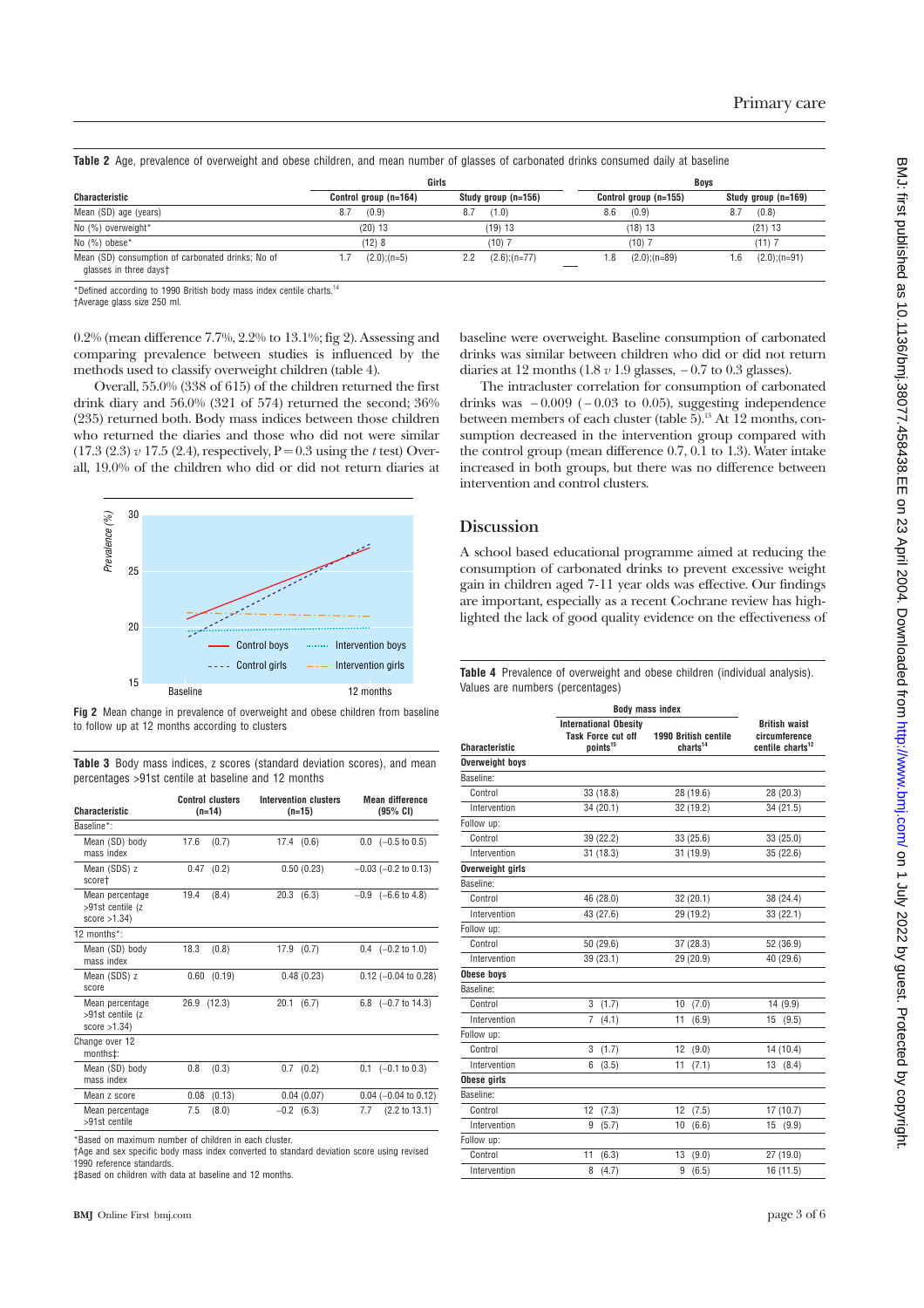**Table 2** Age, prevalence of overweight and obese children, and mean number of glasses of carbonated drinks consumed daily at baseline

| Characteristic | Girls | | Boys | |
|---|---|---|---|---|
| | Control group (n=164) | Study group (n=156) | Control group (n=155) | Study group (n=169) |
| Mean (SD) age (years) | 8.7 (0.9) | 8.7 (1.0) | 8.6 (0.9) | 8.7 (0.8) |
| No (%) overweight* | (20) 13 | (19) 13 | (18) 13 | (21) 13 |
| No (%) obese* | (12) 8 | (10) 7 | (10) 7 | (11) 7 |
| Mean (SD) consumption of carbonated drinks; No of glasses in three days† | 1.7 (2.0);(n=5) | 2.2 (2.6);(n=77) | 1.8 (2.0);(n=89) | 1.6 (2.0);(n=91) |

*Defined according to 1990 British body mass index centile charts.[14]
†Average glass size 250 ml.

0.2% (mean difference 7.7%, 2.2% to 13.1%; fig 2). Assessing and comparing prevalence between studies is influenced by the methods used to classify overweight children (table 4).

Overall, 55.0% (338 of 615) of the children returned the first drink diary and 56.0% (321 of 574) returned the second; 36% (235) returned both. Body mass indices between those children who returned the diaries and those who did not were similar (17.3 (2.3) *v* 17.5 (2.4), respectively, P = 0.3 using the *t* test) Overall, 19.0% of the children who did or did not return diaries at baseline were overweight. Baseline consumption of carbonated drinks was similar between children who did or did not return diaries at 12 months (1.8 *v* 1.9 glasses, − 0.7 to 0.3 glasses).

The intracluster correlation for consumption of carbonated drinks was − 0.009 ( − 0.03 to 0.05), suggesting independence between members of each cluster (table 5).[13] At 12 months, consumption decreased in the intervention group compared with the control group (mean difference 0.7, 0.1 to 1.3). Water intake increased in both groups, but there was no difference between intervention and control clusters.

**Fig 2** Mean change in prevalence of overweight and obese children from baseline to follow up at 12 months according to clusters

**Table 3** Body mass indices, z scores (standard deviation scores), and mean percentages >91st centile at baseline and 12 months

| Characteristic | Control clusters (n=14) | Intervention clusters (n=15) | Mean difference (95% CI) |
|---|---|---|---|
| Baseline*: | | | |
| Mean (SD) body mass index | 17.6 (0.7) | 17.4 (0.6) | 0.0 (−0.5 to 0.5) |
| Mean (SDS) z score† | 0.47 (0.2) | 0.50 (0.23) | −0.03 (−0.2 to 0.13) |
| Mean percentage >91st centile (z score >1.34) | 19.4 (8.4) | 20.3 (6.3) | −0.9 (−6.6 to 4.8) |
| 12 months*: | | | |
| Mean (SD) body mass index | 18.3 (0.8) | 17.9 (0.7) | 0.4 (−0.2 to 1.0) |
| Mean (SDS) z score | 0.60 (0.19) | 0.48 (0.23) | 0.12 (−0.04 to 0.28) |
| Mean percentage >91st centile (z score >1.34) | 26.9 (12.3) | 20.1 (6.7) | 6.8 (−0.7 to 14.3) |
| Change over 12 months‡: | | | |
| Mean (SD) body mass index | 0.8 (0.3) | 0.7 (0.2) | 0.1 (−0.1 to 0.3) |
| Mean z score | 0.08 (0.13) | 0.04 (0.07) | 0.04 (−0.04 to 0.12) |
| Mean percentage >91st centile | 7.5 (8.0) | −0.2 (6.3) | 7.7 (2.2 to 13.1) |

*Based on maximum number of children in each cluster.
†Age and sex specific body mass index converted to standard deviation score using revised 1990 reference standards.
‡Based on children with data at baseline and 12 months.

## Discussion

A school based educational programme aimed at reducing the consumption of carbonated drinks to prevent excessive weight gain in children aged 7-11 year olds was effective. Our findings are important, especially as a recent Cochrane review has highlighted the lack of good quality evidence on the effectiveness of

**Table 4** Prevalence of overweight and obese children (individual analysis). Values are numbers (percentages)

| Characteristic | Body mass index | | British waist circumference centile charts[12] |
|---|---|---|---|
| | International Obesity Task Force cut off points[15] | 1990 British centile charts[14] | |
| **Overweight boys** | | | |
| Baseline: | | | |
| Control | 33 (18.8) | 28 (19.6) | 28 (20.3) |
| Intervention | 34 (20.1) | 32 (19.2) | 34 (21.5) |
| Follow up: | | | |
| Control | 39 (22.2) | 33 (25.6) | 33 (25.0) |
| Intervention | 31 (18.3) | 31 (19.9) | 35 (22.6) |
| **Overweight girls** | | | |
| Baseline: | | | |
| Control | 46 (28.0) | 32 (20.1) | 38 (24.4) |
| Intervention | 43 (27.6) | 29 (19.2) | 33 (22.1) |
| Follow up: | | | |
| Control | 50 (29.6) | 37 (28.3) | 52 (36.9) |
| Intervention | 39 (23.1) | 29 (20.9) | 40 (29.6) |
| **Obese boys** | | | |
| Baseline: | | | |
| Control | 3 (1.7) | 10 (7.0) | 14 (9.9) |
| Intervention | 7 (4.1) | 11 (6.9) | 15 (9.5) |
| Follow up: | | | |
| Control | 3 (1.7) | 12 (9.0) | 14 (10.4) |
| Intervention | 6 (3.5) | 11 (7.1) | 13 (8.4) |
| **Obese girls** | | | |
| Baseline: | | | |
| Control | 12 (7.3) | 12 (7.5) | 17 (10.7) |
| Intervention | 9 (5.7) | 10 (6.6) | 15 (9.9) |
| Follow up: | | | |
| Control | 11 (6.3) | 13 (9.0) | 27 (19.0) |
| Intervention | 8 (4.7) | 9 (6.5) | 16 (11.5) |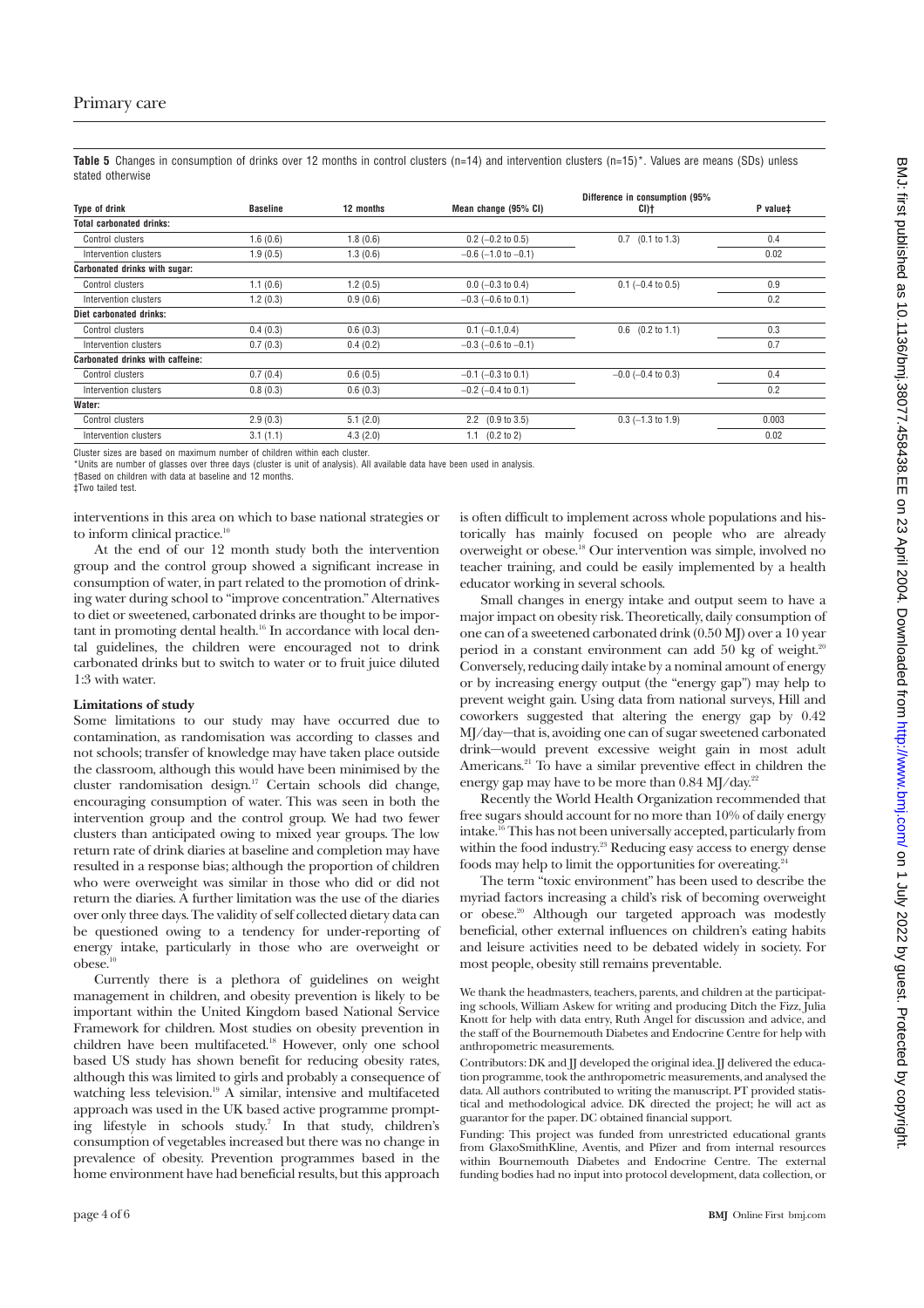**Table 5** Changes in consumption of drinks over 12 months in control clusters (n=14) and intervention clusters (n=15)*. Values are means (SDs) unless stated otherwise

| Type of drink | Baseline | 12 months | Mean change (95% CI) | Difference in consumption (95% CI)† | P value‡ |
|---|---|---|---|---|---|
| **Total carbonated drinks:** | | | | | |
| Control clusters | 1.6 (0.6) | 1.8 (0.6) | 0.2 (−0.2 to 0.5) | 0.7 (0.1 to 1.3) | 0.4 |
| Intervention clusters | 1.9 (0.5) | 1.3 (0.6) | −0.6 (−1.0 to −0.1) | | 0.02 |
| **Carbonated drinks with sugar:** | | | | | |
| Control clusters | 1.1 (0.6) | 1.2 (0.5) | 0.0 (−0.3 to 0.4) | 0.1 (−0.4 to 0.5) | 0.9 |
| Intervention clusters | 1.2 (0.3) | 0.9 (0.6) | −0.3 (−0.6 to 0.1) | | 0.2 |
| **Diet carbonated drinks:** | | | | | |
| Control clusters | 0.4 (0.3) | 0.6 (0.3) | 0.1 (−0.1,0.4) | 0.6 (0.2 to 1.1) | 0.3 |
| Intervention clusters | 0.7 (0.3) | 0.4 (0.2) | −0.3 (−0.6 to −0.1) | | 0.7 |
| **Carbonated drinks with caffeine:** | | | | | |
| Control clusters | 0.7 (0.4) | 0.6 (0.5) | −0.1 (−0.3 to 0.1) | −0.0 (−0.4 to 0.3) | 0.4 |
| Intervention clusters | 0.8 (0.3) | 0.6 (0.3) | −0.2 (−0.4 to 0.1) | | 0.2 |
| **Water:** | | | | | |
| Control clusters | 2.9 (0.3) | 5.1 (2.0) | 2.2 (0.9 to 3.5) | 0.3 (−1.3 to 1.9) | 0.003 |
| Intervention clusters | 3.1 (1.1) | 4.3 (2.0) | 1.1 (0.2 to 2) | | 0.02 |

Cluster sizes are based on maximum number of children within each cluster.
*Units are number of glasses over three days (cluster is unit of analysis). All available data have been used in analysis.
†Based on children with data at baseline and 12 months.
‡Two tailed test.

interventions in this area on which to base national strategies or to inform clinical practice.[10]

At the end of our 12 month study both the intervention group and the control group showed a significant increase in consumption of water, in part related to the promotion of drinking water during school to "improve concentration." Alternatives to diet or sweetened, carbonated drinks are thought to be important in promoting dental health.[16] In accordance with local dental guidelines, the children were encouraged not to drink carbonated drinks but to switch to water or to fruit juice diluted 1:3 with water.

### Limitations of study

Some limitations to our study may have occurred due to contamination, as randomisation was according to classes and not schools; transfer of knowledge may have taken place outside the classroom, although this would have been minimised by the cluster randomisation design.[17] Certain schools did change, encouraging consumption of water. This was seen in both the intervention group and the control group. We had two fewer clusters than anticipated owing to mixed year groups. The low return rate of drink diaries at baseline and completion may have resulted in a response bias; although the proportion of children who were overweight was similar in those who did or did not return the diaries. A further limitation was the use of the diaries over only three days. The validity of self collected dietary data can be questioned owing to a tendency for under-reporting of energy intake, particularly in those who are overweight or obese.[10]

Currently there is a plethora of guidelines on weight management in children, and obesity prevention is likely to be important within the United Kingdom based National Service Framework for children. Most studies on obesity prevention in children have been multifaceted.[18] However, only one school based US study has shown benefit for reducing obesity rates, although this was limited to girls and probably a consequence of watching less television.[19] A similar, intensive and multifaceted approach was used in the UK based active programme prompting lifestyle in schools study.[7] In that study, children's consumption of vegetables increased but there was no change in prevalence of obesity. Prevention programmes based in the home environment have had beneficial results, but this approach is often difficult to implement across whole populations and historically has mainly focused on people who are already overweight or obese.[18] Our intervention was simple, involved no teacher training, and could be easily implemented by a health educator working in several schools.

Small changes in energy intake and output seem to have a major impact on obesity risk. Theoretically, daily consumption of one can of a sweetened carbonated drink (0.50 MJ) over a 10 year period in a constant environment can add 50 kg of weight.[20] Conversely, reducing daily intake by a nominal amount of energy or by increasing energy output (the "energy gap") may help to prevent weight gain. Using data from national surveys, Hill and coworkers suggested that altering the energy gap by 0.42 MJ/day—that is, avoiding one can of sugar sweetened carbonated drink—would prevent excessive weight gain in most adult Americans.[21] To have a similar preventive effect in children the energy gap may have to be more than 0.84 MJ/day.[22]

Recently the World Health Organization recommended that free sugars should account for no more than 10% of daily energy intake.[16] This has not been universally accepted, particularly from within the food industry.[23] Reducing easy access to energy dense foods may help to limit the opportunities for overeating.[24]

The term "toxic environment" has been used to describe the myriad factors increasing a child's risk of becoming overweight or obese.[20] Although our targeted approach was modestly beneficial, other external influences on children's eating habits and leisure activities need to be debated widely in society. For most people, obesity still remains preventable.

We thank the headmasters, teachers, parents, and children at the participating schools, William Askew for writing and producing Ditch the Fizz, Julia Knott for help with data entry, Ruth Angel for discussion and advice, and the staff of the Bournemouth Diabetes and Endocrine Centre for help with anthropometric measurements.

Contributors: DK and JJ developed the original idea. JJ delivered the education programme, took the anthropometric measurements, and analysed the data. All authors contributed to writing the manuscript. PT provided statistical and methodological advice. DK directed the project; he will act as guarantor for the paper. DC obtained financial support.

Funding: This project was funded from unrestricted educational grants from GlaxoSmithKline, Aventis, and Pfizer and from internal resources within Bournemouth Diabetes and Endocrine Centre. The external funding bodies had no input into protocol development, data collection, or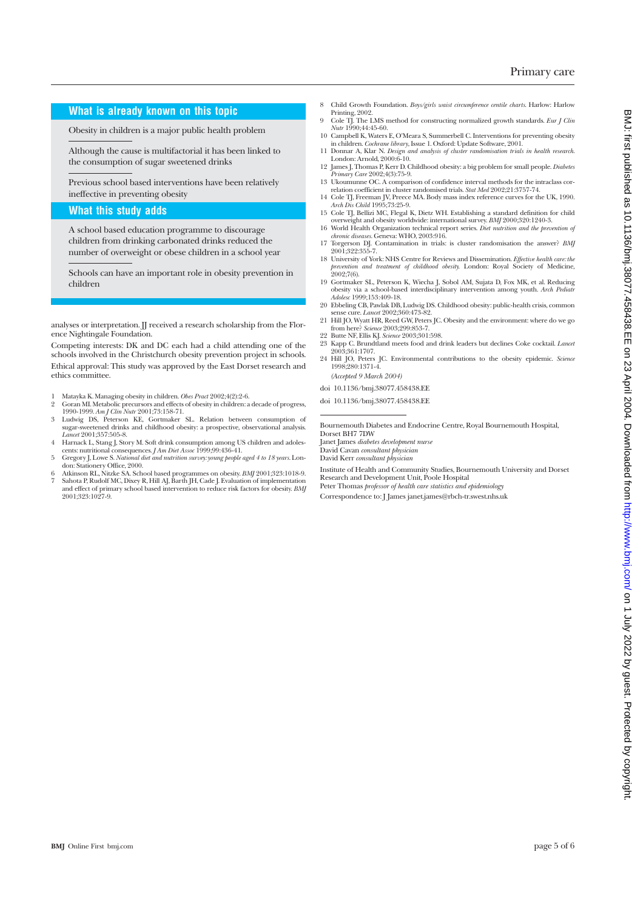## What is already known on this topic

Obesity in children is a major public health problem

Although the cause is multifactorial it has been linked to the consumption of sugar sweetened drinks

Previous school based interventions have been relatively ineffective in preventing obesity

## What this study adds

A school based education programme to discourage children from drinking carbonated drinks reduced the number of overweight or obese children in a school year

Schools can have an important role in obesity prevention in children

analyses or interpretation. JJ received a research scholarship from the Florence Nightingale Foundation.

Competing interests: DK and DC each had a child attending one of the schools involved in the Christchurch obesity prevention project in schools.

Ethical approval: This study was approved by the East Dorset research and ethics committee.

1. Matayka K. Managing obesity in children. *Obes Pract* 2002;4(2):2-6.
2. Goran MI. Metabolic precursors and effects of obesity in children: a decade of progress, 1990-1999. *Am J Clin Nutr* 2001;73:158-71.
3. Ludwig DS, Peterson KE, Gortmaker SL. Relation between consumption of sugar-sweetened drinks and childhood obesity: a prospective, observational analysis. *Lancet* 2001;357:505-8.
4. Harnack L, Stang J, Story M. Soft drink consumption among US children and adolescents: nutritional consequences. *J Am Diet Assoc* 1999;99:436-41.
5. Gregory J, Lowe S. *National diet and nutrition survey: young people aged 4 to 18 years.* London: Stationery Office, 2000.
6. Atkinson RL, Nitzke SA. School based programmes on obesity. *BMJ* 2001;323:1018-9.
7. Sahota P, Rudolf MC, Dixey R, Hill AJ, Barth JH, Cade J. Evaluation of implementation and effect of primary school based intervention to reduce risk factors for obesity. *BMJ* 2001;323:1027-9.
8. Child Growth Foundation. *Boys/girls waist circumference centile charts.* Harlow: Harlow Printing, 2002.
9. Cole TJ. The LMS method for constructing normalized growth standards. *Eur J Clin Nutr* 1990;44:45-60.
10. Campbell K, Waters E, O'Meara S, Summerbell C. Interventions for preventing obesity in children. *Cochrane library,* Issue 1. Oxford: Update Software, 2001.
11. Donnar A, Klar N. *Design and analysis of cluster randomisation trials in health research.* London: Arnold, 2000:6-10.
12. James J, Thomas P, Kerr D. Childhood obesity: a big problem for small people. *Diabetes Primary Care* 2002;4(3):75-9.
13. Ukoumunne OC. A comparison of confidence interval methods for the intraclass correlation coefficient in cluster randomised trials. *Stat Med* 2002;21:3757-74.
14. Cole TJ, Freeman JV, Preece MA. Body mass index reference curves for the UK, 1990. *Arch Dis Child* 1995;73:25-9.
15. Cole TJ, Bellizi MC, Flegal K, Dietz WH. Establishing a standard definition for child overweight and obesity worldwide: international survey. *BMJ* 2000;320:1240-3.
16. World Health Organization technical report series. *Diet nutrition and the prevention of chronic diseases.* Geneva: WHO, 2003:916.
17. Torgerson DJ. Contamination in trials: is cluster randomisation the answer? *BMJ* 2001;322:355-7.
18. University of York: NHS Centre for Reviews and Dissemination. *Effective health care: the prevention and treatment of childhood obesity.* London: Royal Society of Medicine, 2002;7(6).
19. Gortmaker SL, Peterson K, Wiecha J, Sobol AM, Sujata D, Fox MK, et al. Reducing obesity via a school-based interdisciplinary intervention among youth. *Arch Pediatr Adolesc* 1999;153:409-18.
20. Ebbeling CB, Pawlak DB, Ludwig DS. Childhood obesity: public-health crisis, common sense cure. *Lancet* 2002;360:473-82.
21. Hill JO, Wyatt HR, Reed GW, Peters JC. Obesity and the environment: where do we go from here? *Science* 2003;299:853-7.
22. Butte NF, Ellis KJ. *Science* 2003;301:598.
23. Kapp C. Brundtland meets food and drink leaders but declines Coke cocktail. *Lancet* 2003;361:1707.
24. Hill JO, Peters JC. Environmental contributions to the obesity epidemic. *Science* 1998;280:1371-4.

*(Accepted 9 March 2004)*

doi 10.1136/bmj.38077.458438.EE

doi 10.1136/bmj.38077.458438.EE

Bournemouth Diabetes and Endocrine Centre, Royal Bournemouth Hospital, Dorset BH7 7DW

Janet James *diabetes development nurse*

David Cavan *consultant physician*

David Kerr *consultant physician*

Institute of Health and Community Studies, Bournemouth University and Dorset Research and Development Unit, Poole Hospital

Peter Thomas *professor of health care statistics and epidemiology*

Correspondence to: J James janet.james@rbch-tr.swest.nhs.uk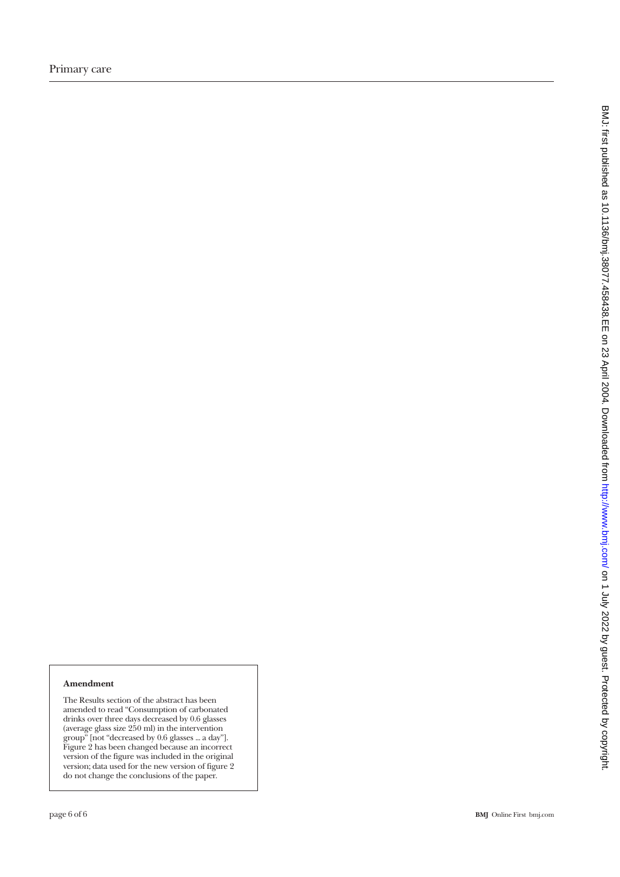**Amendment**

The Results section of the abstract has been amended to read "Consumption of carbonated drinks over three days decreased by 0.6 glasses (average glass size 250 ml) in the intervention group" [not "decreased by 0.6 glasses ... a day"]. Figure 2 has been changed because an incorrect version of the figure was included in the original version; data used for the new version of figure 2 do not change the conclusions of the paper.